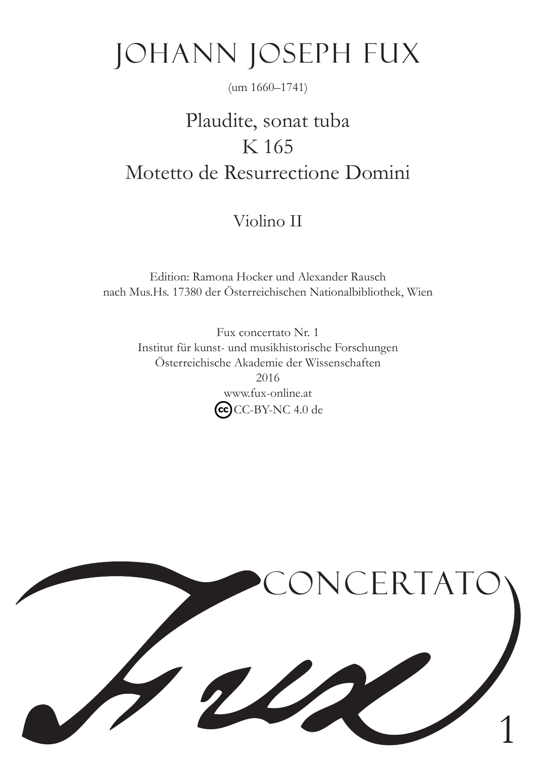# JOHANN JOSEPH FUX

(um 1660–1741)

## Plaudite, sonat tuba
## K 165
## Motetto de Resurrectione Domini

### Violino II

Edition: Ramona Hocker und Alexander Rausch
nach Mus.Hs. 17380 der Österreichischen Nationalbibliothek, Wien

Fux concertato Nr. 1
Institut für kunst- und musikhistorische Forschungen
Österreichische Akademie der Wissenschaften
2016
www.fux-online.at
CC-BY-NC 4.0 de

Fux CONCERTATO 1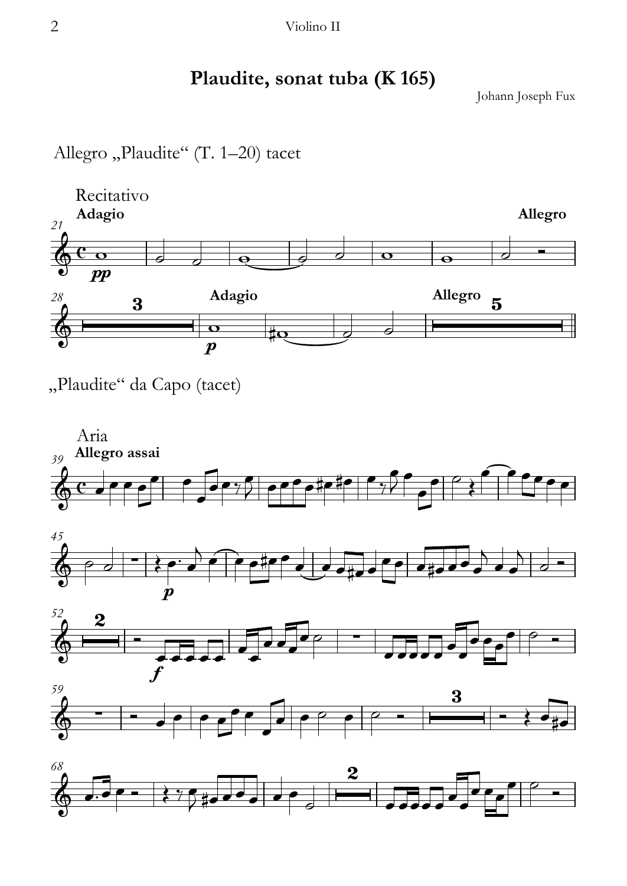# Plaudite, sonat tuba (K 165)

Johann Joseph Fux

Allegro „Plaudite“ (T. 1–20) tacet

Recitativo

Adagio

Allegro

Adagio

Allegro

„Plaudite“ da Capo (tacet)

Aria

Allegro assai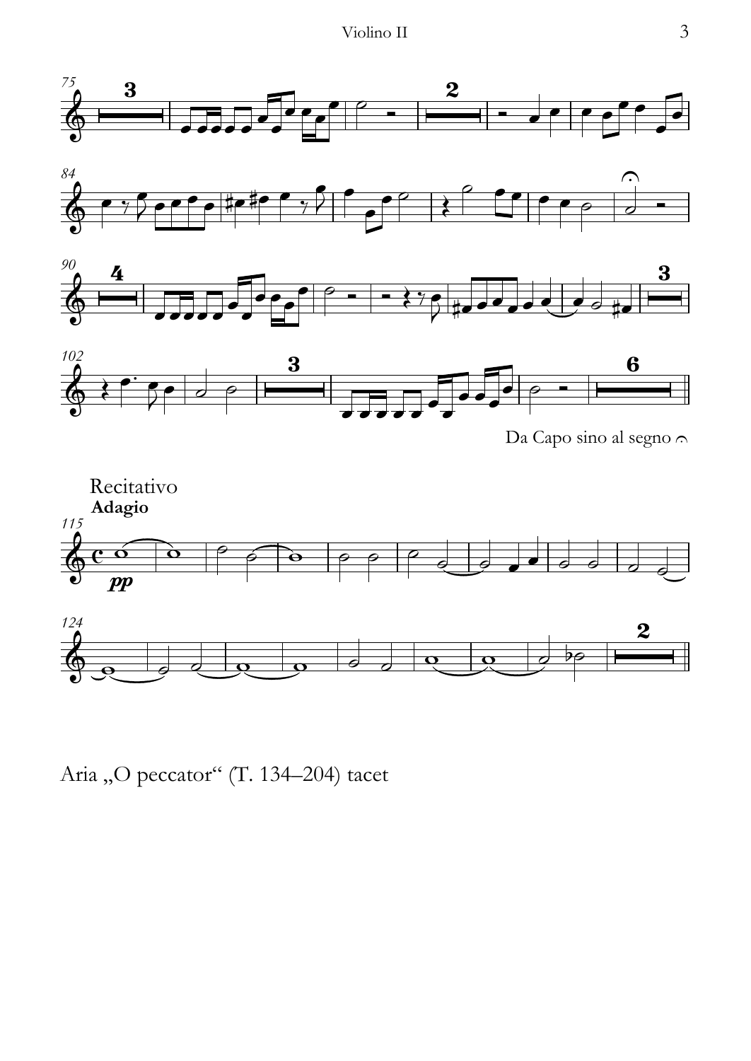Da Capo sino al segno 𝄐

Recitativo

**Adagio**

*pp*

Aria „O peccator“ (T. 134–204) tacet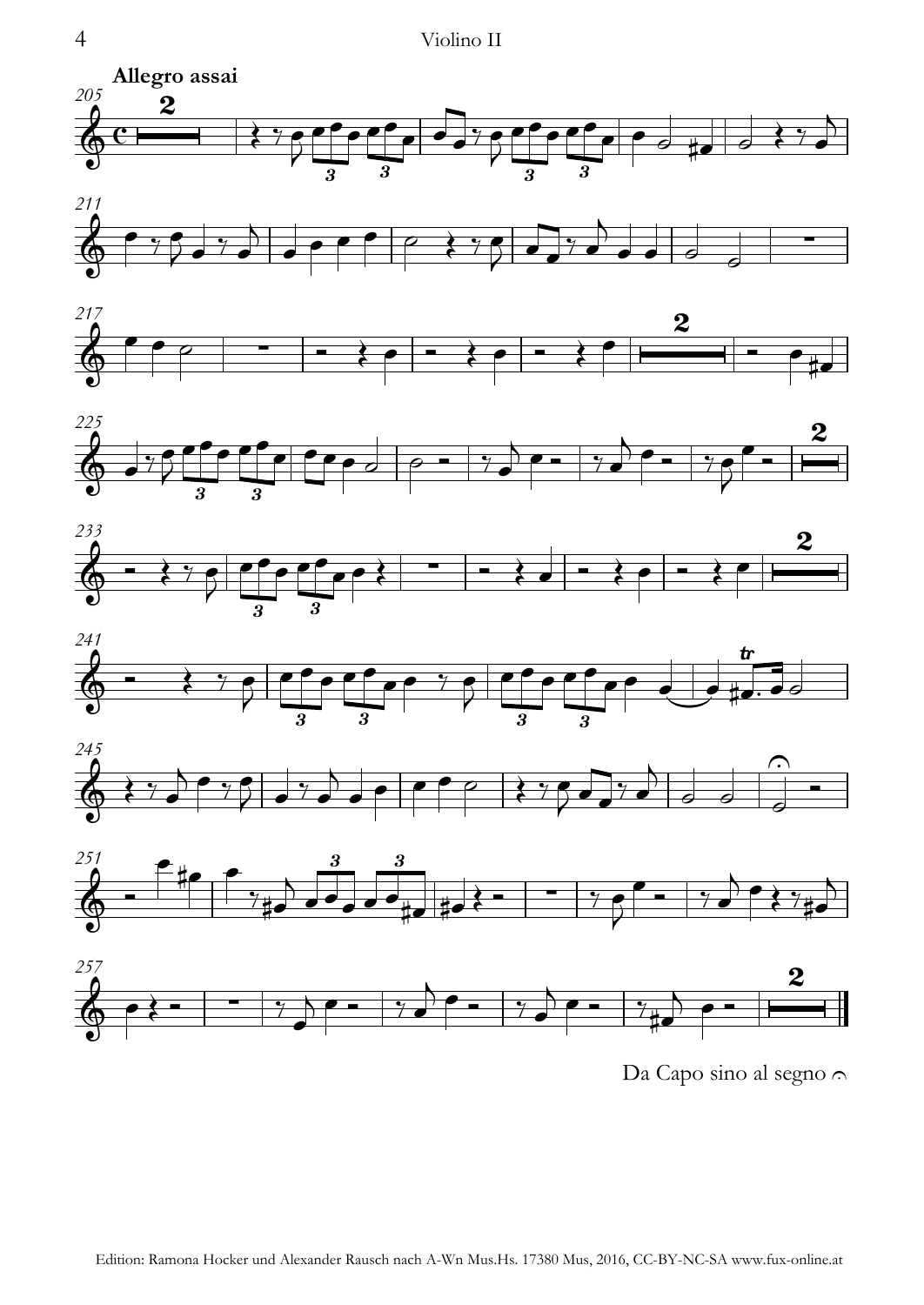Allegro assai

Da Capo sino al segno 𝄐

Edition: Ramona Hocker und Alexander Rausch nach A-Wn Mus.Hs. 17380 Mus, 2016, CC-BY-NC-SA www.fux-online.at